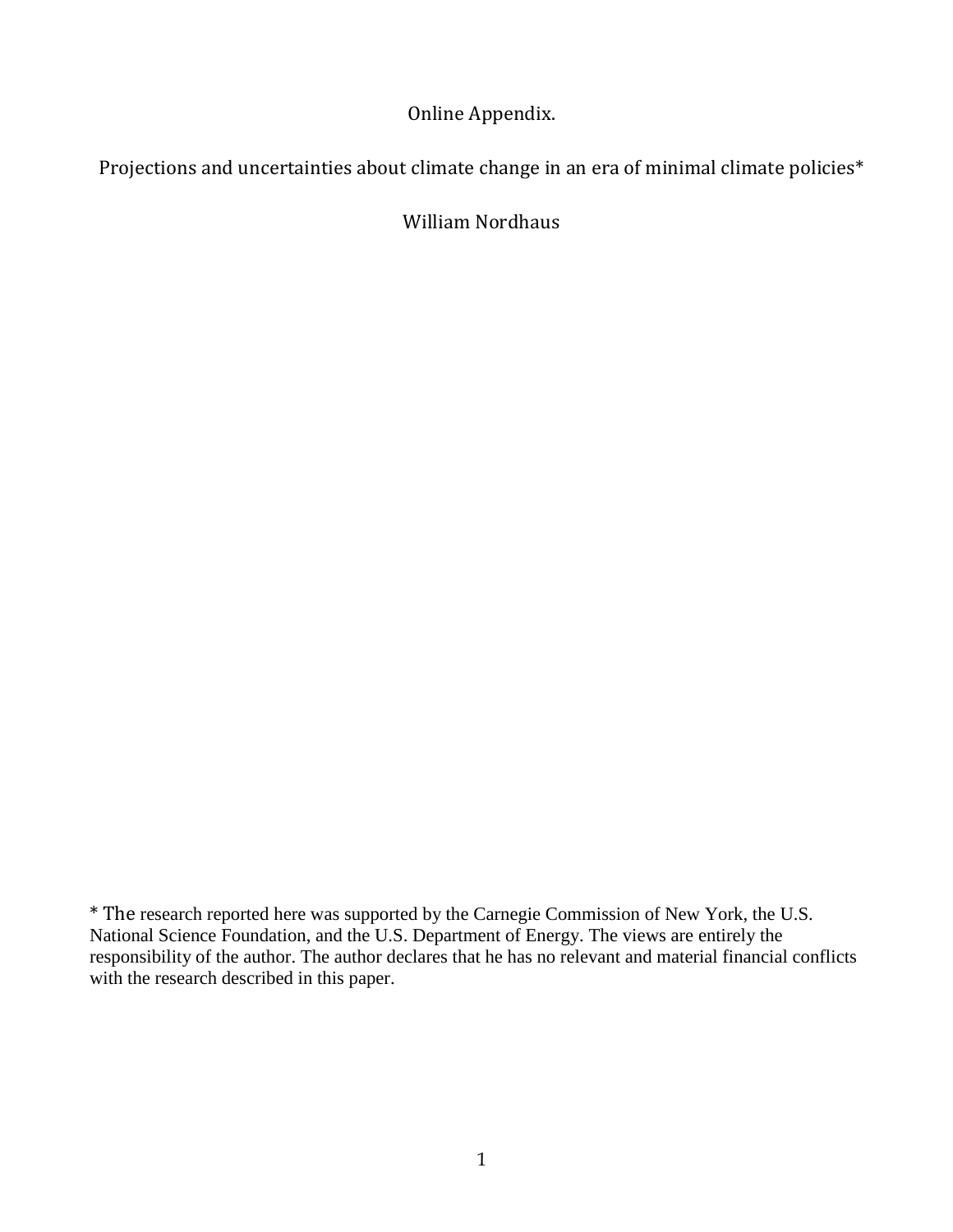Online Appendix.

Projections and uncertainties about climate change in an era of minimal climate policies*

William Nordhaus

* The research reported here was supported by the Carnegie Commission of New York, the U.S. National Science Foundation, and the U.S. Department of Energy. The views are entirely the responsibility of the author. The author declares that he has no relevant and material financial conflicts with the research described in this paper.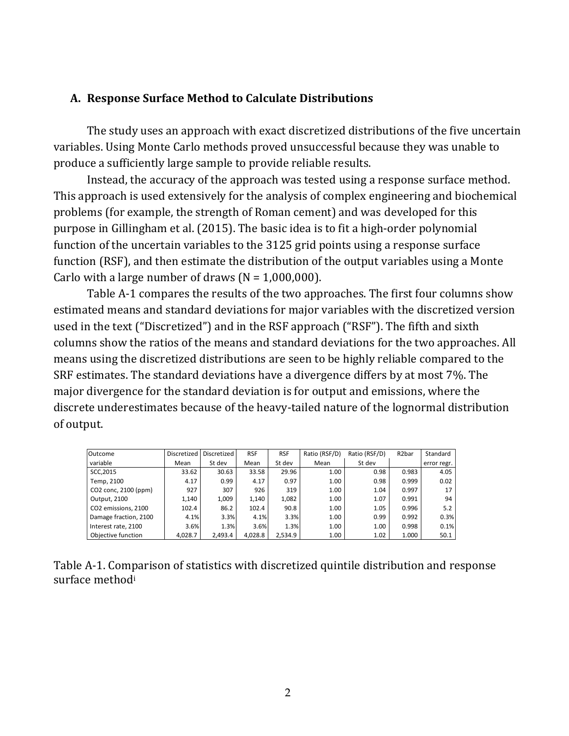## A. Response Surface Method to Calculate Distributions

The study uses an approach with exact discretized distributions of the five uncertain variables. Using Monte Carlo methods proved unsuccessful because they was unable to produce a sufficiently large sample to provide reliable results.

Instead, the accuracy of the approach was tested using a response surface method. This approach is used extensively for the analysis of complex engineering and biochemical problems (for example, the strength of Roman cement) and was developed for this purpose in Gillingham et al. (2015). The basic idea is to fit a high-order polynomial function of the uncertain variables to the 3125 grid points using a response surface function (RSF), and then estimate the distribution of the output variables using a Monte Carlo with a large number of draws (N = 1,000,000).

Table A-1 compares the results of the two approaches. The first four columns show estimated means and standard deviations for major variables with the discretized version used in the text ("Discretized") and in the RSF approach ("RSF"). The fifth and sixth columns show the ratios of the means and standard deviations for the two approaches. All means using the discretized distributions are seen to be highly reliable compared to the SRF estimates. The standard deviations have a divergence differs by at most 7%. The major divergence for the standard deviation is for output and emissions, where the discrete underestimates because of the heavy-tailed nature of the lognormal distribution of output.

| Outcome variable | Discretized Mean | Discretized St dev | RSF Mean | RSF St dev | Ratio (RSF/D) Mean | Ratio (RSF/D) St dev | R2bar | Standard error regr. |
|---|---|---|---|---|---|---|---|---|
| SCC,2015 | 33.62 | 30.63 | 33.58 | 29.96 | 1.00 | 0.98 | 0.983 | 4.05 |
| Temp, 2100 | 4.17 | 0.99 | 4.17 | 0.97 | 1.00 | 0.98 | 0.999 | 0.02 |
| CO2 conc, 2100 (ppm) | 927 | 307 | 926 | 319 | 1.00 | 1.04 | 0.997 | 17 |
| Output, 2100 | 1,140 | 1,009 | 1,140 | 1,082 | 1.00 | 1.07 | 0.991 | 94 |
| CO2 emissions, 2100 | 102.4 | 86.2 | 102.4 | 90.8 | 1.00 | 1.05 | 0.996 | 5.2 |
| Damage fraction, 2100 | 4.1% | 3.3% | 4.1% | 3.3% | 1.00 | 0.99 | 0.992 | 0.3% |
| Interest rate, 2100 | 3.6% | 1.3% | 3.6% | 1.3% | 1.00 | 1.00 | 0.998 | 0.1% |
| Objective function | 4,028.7 | 2,493.4 | 4,028.8 | 2,534.9 | 1.00 | 1.02 | 1.000 | 50.1 |

Table A-1. Comparison of statistics with discretized quintile distribution and response surface method[i]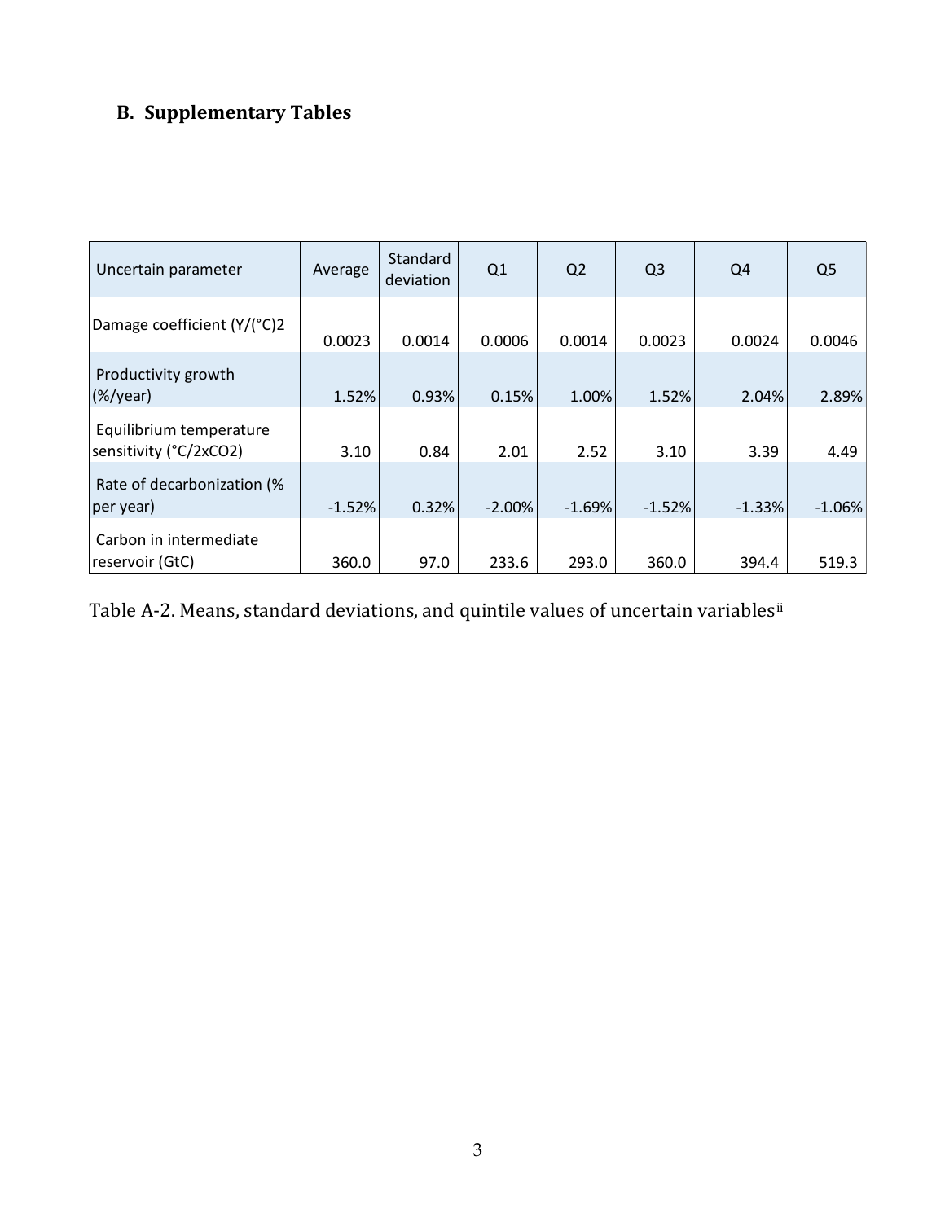## B. Supplementary Tables

| Uncertain parameter | Average | Standard deviation | Q1 | Q2 | Q3 | Q4 | Q5 |
|---|---|---|---|---|---|---|---|
| Damage coefficient (Y/(°C)2 | 0.0023 | 0.0014 | 0.0006 | 0.0014 | 0.0023 | 0.0024 | 0.0046 |
| Productivity growth (%/year) | 1.52% | 0.93% | 0.15% | 1.00% | 1.52% | 2.04% | 2.89% |
| Equilibrium temperature sensitivity (°C/2xCO2) | 3.10 | 0.84 | 2.01 | 2.52 | 3.10 | 3.39 | 4.49 |
| Rate of decarbonization (% per year) | -1.52% | 0.32% | -2.00% | -1.69% | -1.52% | -1.33% | -1.06% |
| Carbon in intermediate reservoir (GtC) | 360.0 | 97.0 | 233.6 | 293.0 | 360.0 | 394.4 | 519.3 |

Table A-2. Means, standard deviations, and quintile values of uncertain variables[ii]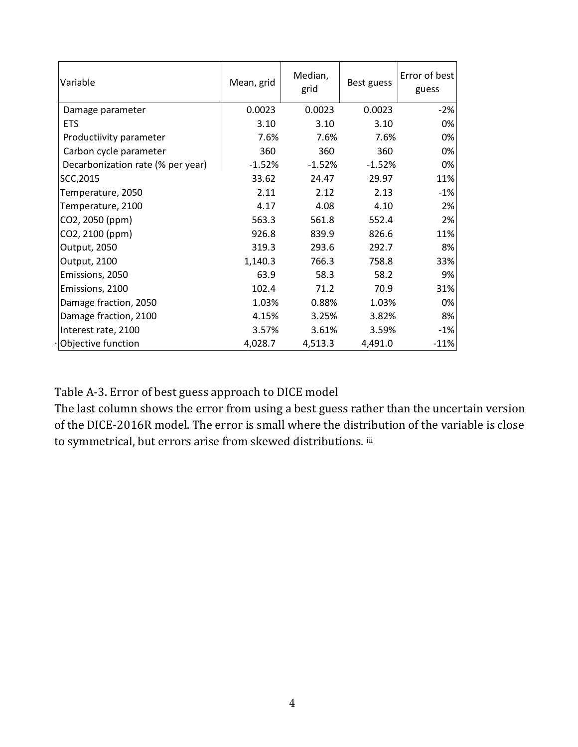| Variable | Mean, grid | Median, grid | Best guess | Error of best guess |
|---|---|---|---|---|
| Damage parameter | 0.0023 | 0.0023 | 0.0023 | -2% |
| ETS | 3.10 | 3.10 | 3.10 | 0% |
| Productiivity parameter | 7.6% | 7.6% | 7.6% | 0% |
| Carbon cycle parameter | 360 | 360 | 360 | 0% |
| Decarbonization rate (% per year) | -1.52% | -1.52% | -1.52% | 0% |
| SCC,2015 | 33.62 | 24.47 | 29.97 | 11% |
| Temperature, 2050 | 2.11 | 2.12 | 2.13 | -1% |
| Temperature, 2100 | 4.17 | 4.08 | 4.10 | 2% |
| CO2, 2050 (ppm) | 563.3 | 561.8 | 552.4 | 2% |
| CO2, 2100 (ppm) | 926.8 | 839.9 | 826.6 | 11% |
| Output, 2050 | 319.3 | 293.6 | 292.7 | 8% |
| Output, 2100 | 1,140.3 | 766.3 | 758.8 | 33% |
| Emissions, 2050 | 63.9 | 58.3 | 58.2 | 9% |
| Emissions, 2100 | 102.4 | 71.2 | 70.9 | 31% |
| Damage fraction, 2050 | 1.03% | 0.88% | 1.03% | 0% |
| Damage fraction, 2100 | 4.15% | 3.25% | 3.82% | 8% |
| Interest rate, 2100 | 3.57% | 3.61% | 3.59% | -1% |
| Objective function | 4,028.7 | 4,513.3 | 4,491.0 | -11% |

Table A-3. Error of best guess approach to DICE model
The last column shows the error from using a best guess rather than the uncertain version of the DICE-2016R model. The error is small where the distribution of the variable is close to symmetrical, but errors arise from skewed distributions. [iii]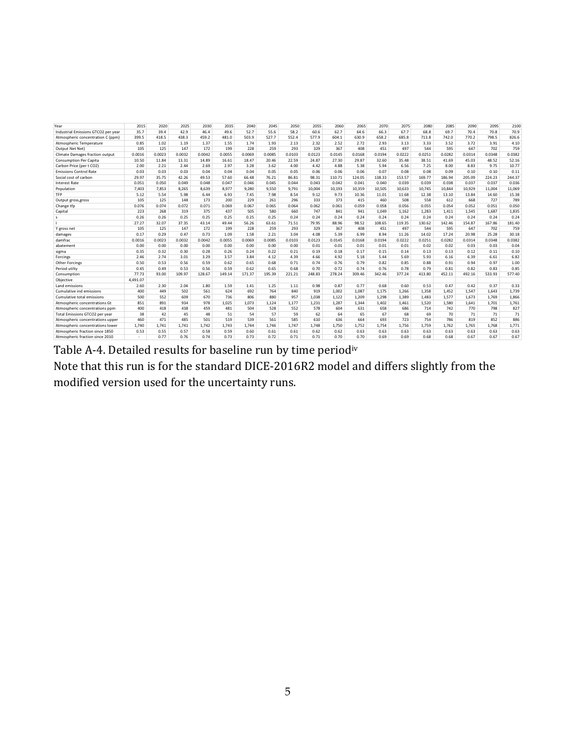| Year | 2015 | 2020 | 2025 | 2030 | 2035 | 2040 | 2045 | 2050 | 2055 | 2060 | 2065 | 2070 | 2075 | 2080 | 2085 | 2090 | 2095 | 2100 |
|---|---|---|---|---|---|---|---|---|---|---|---|---|---|---|---|---|---|---|
| Industrial Emissions GTCO2 per year | 35.7 | 39.4 | 42.9 | 46.4 | 49.6 | 52.7 | 55.6 | 58.2 | 60.6 | 62.7 | 64.6 | 66.3 | 67.7 | 68.8 | 69.7 | 70.4 | 70.8 | 70.9 |
| Atmospheric concentration C (ppm) | 399.5 | 418.5 | 438.3 | 459.2 | 481.0 | 503.9 | 527.7 | 552.4 | 577.9 | 604.1 | 630.9 | 658.2 | 685.8 | 713.8 | 742.0 | 770.2 | 798.5 | 826.6 |
| Atmospheric Temperature | 0.85 | 1.02 | 1.19 | 1.37 | 1.55 | 1.74 | 1.93 | 2.13 | 2.32 | 2.52 | 2.72 | 2.93 | 3.13 | 3.33 | 3.52 | 3.72 | 3.91 | 4.10 |
| Output Net Net) | 105 | 125 | 147 | 172 | 199 | 228 | 259 | 293 | 329 | 367 | 408 | 451 | 497 | 544 | 595 | 647 | 702 | 759 |
| Climate Damages fraction output | 0.0016 | 0.0023 | 0.0032 | 0.0042 | 0.0055 | 0.0069 | 0.0085 | 0.0103 | 0.0123 | 0.0145 | 0.0168 | 0.0194 | 0.0222 | 0.0251 | 0.0282 | 0.0314 | 0.0348 | 0.0382 |
| Consumption Per Capita | 10.50 | 11.84 | 13.31 | 14.89 | 16.61 | 18.47 | 20.46 | 22.59 | 24.87 | 27.30 | 29.87 | 32.60 | 35.48 | 38.51 | 41.69 | 45.03 | 48.52 | 52.16 |
| Carbon Price (per t CO2) | 2.00 | 2.21 | 2.44 | 2.69 | 2.97 | 3.28 | 3.62 | 4.00 | 4.42 | 4.88 | 5.38 | 5.94 | 6.56 | 7.25 | 8.00 | 8.83 | 9.75 | 10.77 |
| Emissions Control Rate | 0.03 | 0.03 | 0.03 | 0.04 | 0.04 | 0.04 | 0.05 | 0.05 | 0.06 | 0.06 | 0.06 | 0.07 | 0.08 | 0.08 | 0.09 | 0.10 | 0.10 | 0.11 |
| Social cost of carbon | 29.97 | 35.75 | 42.26 | 49.53 | 57.60 | 66.48 | 76.21 | 86.81 | 98.31 | 110.71 | 124.05 | 138.33 | 153.57 | 169.77 | 186.94 | 205.09 | 224.23 | 244.37 |
| Interest Rate | 0.051 | 0.050 | 0.049 | 0.048 | 0.047 | 0.046 | 0.045 | 0.044 | 0.043 | 0.042 | 0.041 | 0.040 | 0.039 | 0.039 | 0.038 | 0.037 | 0.037 | 0.036 |
| Population | 7,403 | 7,853 | 8,265 | 8,639 | 8,977 | 9,280 | 9,550 | 9,791 | 10,004 | 10,193 | 10,359 | 10,505 | 10,633 | 10,745 | 10,844 | 10,929 | 11,004 | 11,069 |
| TFP | 5.12 | 5.54 | 5.98 | 6.44 | 6.93 | 7.45 | 7.98 | 8.54 | 9.12 | 9.73 | 10.36 | 11.01 | 11.68 | 12.38 | 13.10 | 13.84 | 14.60 | 15.38 |
| Output gross,gross | 105 | 125 | 148 | 173 | 200 | 229 | 261 | 296 | 333 | 373 | 415 | 460 | 508 | 558 | 612 | 668 | 727 | 789 |
| Change tfp | 0.076 | 0.074 | 0.072 | 0.071 | 0.069 | 0.067 | 0.065 | 0.064 | 0.062 | 0.061 | 0.059 | 0.058 | 0.056 | 0.055 | 0.054 | 0.052 | 0.051 | 0.050 |
| Capital | 223 | 268 | 319 | 375 | 437 | 505 | 580 | 660 | 747 | 841 | 941 | 1,049 | 1,162 | 1,283 | 1,411 | 1,545 | 1,687 | 1,835 |
| s | 0.26 | 0.26 | 0.25 | 0.25 | 0.25 | 0.25 | 0.25 | 0.24 | 0.24 | 0.24 | 0.24 | 0.24 | 0.24 | 0.24 | 0.24 | 0.24 | 0.24 | 0.24 |
| I | 27.27 | 32.07 | 37.35 | 43.14 | 49.44 | 56.26 | 63.61 | 71.51 | 79.95 | 88.96 | 98.52 | 108.65 | 119.35 | 130.62 | 142.46 | 154.87 | 167.86 | 181.40 |
| Y gross net | 105 | 125 | 147 | 172 | 199 | 228 | 259 | 293 | 329 | 367 | 408 | 451 | 497 | 544 | 595 | 647 | 702 | 759 |
| damages | 0.17 | 0.29 | 0.47 | 0.73 | 1.09 | 1.58 | 2.21 | 3.04 | 4.08 | 5.39 | 6.99 | 8.94 | 11.26 | 14.02 | 17.24 | 20.98 | 25.28 | 30.18 |
| damfrac | 0.0016 | 0.0023 | 0.0032 | 0.0042 | 0.0055 | 0.0069 | 0.0085 | 0.0103 | 0.0123 | 0.0145 | 0.0168 | 0.0194 | 0.0222 | 0.0251 | 0.0282 | 0.0314 | 0.0348 | 0.0382 |
| abatement | 0.00 | 0.00 | 0.00 | 0.00 | 0.00 | 0.00 | 0.00 | 0.00 | 0.01 | 0.01 | 0.01 | 0.01 | 0.01 | 0.02 | 0.02 | 0.03 | 0.03 | 0.04 |
| sigma | 0.35 | 0.32 | 0.30 | 0.28 | 0.26 | 0.24 | 0.22 | 0.21 | 0.19 | 0.18 | 0.17 | 0.15 | 0.14 | 0.13 | 0.13 | 0.12 | 0.11 | 0.10 |
| Forcings | 2.46 | 2.74 | 3.01 | 3.29 | 3.57 | 3.84 | 4.12 | 4.39 | 4.66 | 4.92 | 5.18 | 5.44 | 5.69 | 5.93 | 6.16 | 6.39 | 6.61 | 6.82 |
| Other Forcings | 0.50 | 0.53 | 0.56 | 0.59 | 0.62 | 0.65 | 0.68 | 0.71 | 0.74 | 0.76 | 0.79 | 0.82 | 0.85 | 0.88 | 0.91 | 0.94 | 0.97 | 1.00 |
| Period utilty | 0.45 | 0.49 | 0.53 | 0.56 | 0.59 | 0.62 | 0.65 | 0.68 | 0.70 | 0.72 | 0.74 | 0.76 | 0.78 | 0.79 | 0.81 | 0.82 | 0.83 | 0.85 |
| Consumption | 77.73 | 93.00 | 109.97 | 128.67 | 149.14 | 171.37 | 195.39 | 221.21 | 248.83 | 278.24 | 309.46 | 342.46 | 377.24 | 413.80 | 452.11 | 492.16 | 533.93 | 577.40 |
| Objective | 4,491.07 | | | | | | | | | | | | | | | | | |
| Land emissions | 2.60 | 2.30 | 2.04 | 1.80 | 1.59 | 1.41 | 1.25 | 1.11 | 0.98 | 0.87 | 0.77 | 0.68 | 0.60 | 0.53 | 0.47 | 0.42 | 0.37 | 0.33 |
| Cumulative ind emissions | 400 | 449 | 502 | 561 | 624 | 692 | 764 | 840 | 919 | 1,002 | 1,087 | 1,175 | 1,266 | 1,358 | 1,452 | 1,547 | 1,643 | 1,739 |
| Cumulative total emissions | 500 | 552 | 609 | 670 | 736 | 806 | 880 | 957 | 1,038 | 1,122 | 1,209 | 1,298 | 1,389 | 1,483 | 1,577 | 1,673 | 1,769 | 1,866 |
| Atmospheric concentrations Gt | 851 | 891 | 934 | 978 | 1,025 | 1,073 | 1,124 | 1,177 | 1,231 | 1,287 | 1,344 | 1,402 | 1,461 | 1,520 | 1,580 | 1,641 | 1,701 | 1,761 |
| Atmospheric concentrations ppm | 400 | 418 | 438 | 459 | 481 | 504 | 528 | 552 | 578 | 604 | 631 | 658 | 686 | 714 | 742 | 770 | 798 | 827 |
| Total Emissions GTCO2 per year | 38 | 42 | 45 | 48 | 51 | 54 | 57 | 59 | 62 | 64 | 65 | 67 | 68 | 69 | 70 | 71 | 71 | 71 |
| Atmospheric concentrations upper | 460 | 471 | 485 | 501 | 519 | 539 | 561 | 585 | 610 | 636 | 664 | 693 | 723 | 754 | 786 | 819 | 852 | 886 |
| Atmospheric concentrations lower | 1,740 | 1,741 | 1,741 | 1,742 | 1,743 | 1,744 | 1,746 | 1,747 | 1,748 | 1,750 | 1,752 | 1,754 | 1,756 | 1,759 | 1,762 | 1,765 | 1,768 | 1,771 |
| Atmospheric fraction since 1850 | 0.53 | 0.55 | 0.57 | 0.58 | 0.59 | 0.60 | 0.61 | 0.61 | 0.62 | 0.62 | 0.63 | 0.63 | 0.63 | 0.63 | 0.63 | 0.63 | 0.63 | 0.63 |
| Atmospheric fraction since 2010 | - | 0.77 | 0.76 | 0.74 | 0.73 | 0.73 | 0.72 | 0.71 | 0.71 | 0.70 | 0.70 | 0.69 | 0.69 | 0.68 | 0.68 | 0.67 | 0.67 | 0.67 |

Table A-4. Detailed results for baseline run by time period[iv]

Note that this run is for the standard DICE-2016R2 model and differs slightly from the modified version used for the uncertainty runs.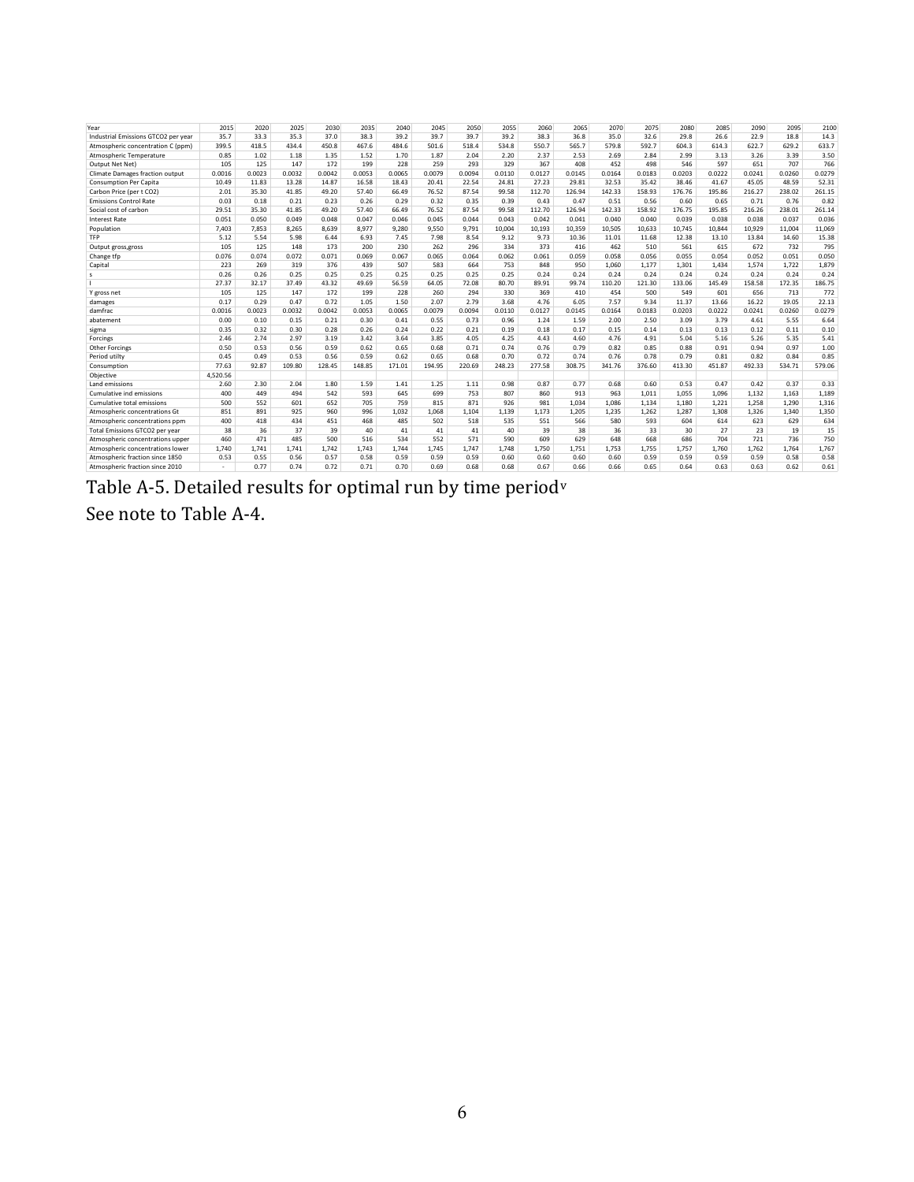| Year | 2015 | 2020 | 2025 | 2030 | 2035 | 2040 | 2045 | 2050 | 2055 | 2060 | 2065 | 2070 | 2075 | 2080 | 2085 | 2090 | 2095 | 2100 |
|---|---|---|---|---|---|---|---|---|---|---|---|---|---|---|---|---|---|---|
| Industrial Emissions GTCO2 per year | 35.7 | 33.3 | 35.3 | 37.0 | 38.3 | 39.2 | 39.7 | 39.7 | 39.2 | 38.3 | 36.8 | 35.0 | 32.6 | 29.8 | 26.6 | 22.9 | 18.8 | 14.3 |
| Atmospheric concentration C (ppm) | 399.5 | 418.5 | 434.4 | 450.8 | 467.6 | 484.6 | 501.6 | 518.4 | 534.8 | 550.7 | 565.7 | 579.8 | 592.7 | 604.3 | 614.3 | 622.7 | 629.2 | 633.7 |
| Atmospheric Temperature | 0.85 | 1.02 | 1.18 | 1.35 | 1.52 | 1.70 | 1.87 | 2.04 | 2.20 | 2.37 | 2.53 | 2.69 | 2.84 | 2.99 | 3.13 | 3.26 | 3.39 | 3.50 |
| Output Net Net) | 105 | 125 | 147 | 172 | 199 | 228 | 259 | 293 | 329 | 367 | 408 | 452 | 498 | 546 | 597 | 651 | 707 | 766 |
| Climate Damages fraction output | 0.0016 | 0.0023 | 0.0032 | 0.0042 | 0.0053 | 0.0065 | 0.0079 | 0.0094 | 0.0110 | 0.0127 | 0.0145 | 0.0164 | 0.0183 | 0.0203 | 0.0222 | 0.0241 | 0.0260 | 0.0279 |
| Consumption Per Capita | 10.49 | 11.83 | 13.28 | 14.87 | 16.58 | 18.43 | 20.41 | 22.54 | 24.81 | 27.23 | 29.81 | 32.53 | 35.42 | 38.46 | 41.67 | 45.05 | 48.59 | 52.31 |
| Carbon Price (per t CO2) | 2.01 | 35.30 | 41.85 | 49.20 | 57.40 | 66.49 | 76.52 | 87.54 | 99.58 | 112.70 | 126.94 | 142.33 | 158.93 | 176.76 | 195.86 | 216.27 | 238.02 | 261.15 |
| Emissions Control Rate | 0.03 | 0.18 | 0.21 | 0.23 | 0.26 | 0.29 | 0.32 | 0.35 | 0.39 | 0.43 | 0.47 | 0.51 | 0.56 | 0.60 | 0.65 | 0.71 | 0.76 | 0.82 |
| Social cost of carbon | 29.51 | 35.30 | 41.85 | 49.20 | 57.40 | 66.49 | 76.52 | 87.54 | 99.58 | 112.70 | 126.94 | 142.33 | 158.93 | 176.75 | 195.85 | 216.26 | 238.01 | 261.14 |
| Interest Rate | 0.051 | 0.050 | 0.049 | 0.048 | 0.047 | 0.046 | 0.045 | 0.044 | 0.043 | 0.042 | 0.041 | 0.040 | 0.040 | 0.039 | 0.038 | 0.038 | 0.037 | 0.036 |
| Population | 7,403 | 7,853 | 8,265 | 8,639 | 8,977 | 9,280 | 9,550 | 9,791 | 10,004 | 10,193 | 10,359 | 10,505 | 10,633 | 10,745 | 10,844 | 10,929 | 11,004 | 11,069 |
| TFP | 5.12 | 5.54 | 5.98 | 6.44 | 6.93 | 7.45 | 7.98 | 8.54 | 9.12 | 9.73 | 10.36 | 11.01 | 11.68 | 12.38 | 13.10 | 13.84 | 14.60 | 15.38 |
| Output gross,gross | 105 | 125 | 148 | 173 | 200 | 230 | 262 | 296 | 334 | 373 | 416 | 462 | 510 | 561 | 615 | 672 | 732 | 795 |
| Change tfp | 0.076 | 0.074 | 0.072 | 0.071 | 0.069 | 0.067 | 0.065 | 0.064 | 0.062 | 0.061 | 0.059 | 0.058 | 0.056 | 0.055 | 0.054 | 0.052 | 0.051 | 0.050 |
| Capital | 223 | 269 | 319 | 376 | 439 | 507 | 583 | 664 | 753 | 848 | 950 | 1,060 | 1,177 | 1,301 | 1,434 | 1,574 | 1,722 | 1,879 |
| s | 0.26 | 0.26 | 0.25 | 0.25 | 0.25 | 0.25 | 0.25 | 0.25 | 0.25 | 0.24 | 0.24 | 0.24 | 0.24 | 0.24 | 0.24 | 0.24 | 0.24 | 0.24 |
| I | 27.37 | 32.17 | 37.49 | 43.32 | 49.69 | 56.59 | 64.05 | 72.08 | 80.70 | 89.91 | 99.74 | 110.20 | 121.30 | 133.06 | 145.49 | 158.58 | 172.35 | 186.75 |
| Y gross net | 105 | 125 | 147 | 172 | 199 | 228 | 260 | 294 | 330 | 369 | 410 | 454 | 500 | 549 | 601 | 656 | 713 | 772 |
| damages | 0.17 | 0.29 | 0.47 | 0.72 | 1.05 | 1.50 | 2.07 | 2.79 | 3.68 | 4.76 | 6.05 | 7.57 | 9.34 | 11.37 | 13.66 | 16.22 | 19.05 | 22.13 |
| damfrac | 0.0016 | 0.0023 | 0.0032 | 0.0042 | 0.0053 | 0.0065 | 0.0079 | 0.0094 | 0.0110 | 0.0127 | 0.0145 | 0.0164 | 0.0183 | 0.0203 | 0.0222 | 0.0241 | 0.0260 | 0.0279 |
| abatement | 0.00 | 0.10 | 0.15 | 0.21 | 0.30 | 0.41 | 0.55 | 0.73 | 0.96 | 1.24 | 1.59 | 2.00 | 2.50 | 3.09 | 3.79 | 4.61 | 5.55 | 6.64 |
| sigma | 0.35 | 0.32 | 0.30 | 0.28 | 0.26 | 0.24 | 0.22 | 0.21 | 0.19 | 0.18 | 0.17 | 0.15 | 0.14 | 0.13 | 0.13 | 0.12 | 0.11 | 0.10 |
| Forcings | 2.46 | 2.74 | 2.97 | 3.19 | 3.42 | 3.64 | 3.85 | 4.05 | 4.25 | 4.43 | 4.60 | 4.76 | 4.91 | 5.04 | 5.16 | 5.26 | 5.35 | 5.41 |
| Other Forcings | 0.50 | 0.53 | 0.56 | 0.59 | 0.62 | 0.65 | 0.68 | 0.71 | 0.74 | 0.76 | 0.79 | 0.82 | 0.85 | 0.88 | 0.91 | 0.94 | 0.97 | 1.00 |
| Period utilty | 0.45 | 0.49 | 0.53 | 0.56 | 0.59 | 0.62 | 0.65 | 0.68 | 0.70 | 0.72 | 0.74 | 0.76 | 0.78 | 0.79 | 0.81 | 0.82 | 0.84 | 0.85 |
| Consumption | 77.63 | 92.87 | 109.80 | 128.45 | 148.85 | 171.01 | 194.95 | 220.69 | 248.23 | 277.58 | 308.75 | 341.76 | 376.60 | 413.30 | 451.87 | 492.33 | 534.71 | 579.06 |
| Objective | 4,520.56 | | | | | | | | | | | | | | | | | |
| Land emissions | 2.60 | 2.30 | 2.04 | 1.80 | 1.59 | 1.41 | 1.25 | 1.11 | 0.98 | 0.87 | 0.77 | 0.68 | 0.60 | 0.53 | 0.47 | 0.42 | 0.37 | 0.33 |
| Cumulative ind emissions | 400 | 449 | 494 | 542 | 593 | 645 | 699 | 753 | 807 | 860 | 913 | 963 | 1,011 | 1,055 | 1,096 | 1,132 | 1,163 | 1,189 |
| Cumulative total emissions | 500 | 552 | 601 | 652 | 705 | 759 | 815 | 871 | 926 | 981 | 1,034 | 1,086 | 1,134 | 1,180 | 1,221 | 1,258 | 1,290 | 1,316 |
| Atmospheric concentrations Gt | 851 | 891 | 925 | 960 | 996 | 1,032 | 1,068 | 1,104 | 1,139 | 1,173 | 1,205 | 1,235 | 1,262 | 1,287 | 1,308 | 1,326 | 1,340 | 1,350 |
| Atmospheric concentrations ppm | 400 | 418 | 434 | 451 | 468 | 485 | 502 | 518 | 535 | 551 | 566 | 580 | 593 | 604 | 614 | 623 | 629 | 634 |
| Total Emissions GTCO2 per year | 38 | 36 | 37 | 39 | 40 | 41 | 41 | 41 | 40 | 39 | 38 | 36 | 33 | 30 | 27 | 23 | 19 | 15 |
| Atmospheric concentrations upper | 460 | 471 | 485 | 500 | 516 | 534 | 552 | 571 | 590 | 609 | 629 | 648 | 668 | 686 | 704 | 721 | 736 | 750 |
| Atmospheric concentrations lower | 1,740 | 1,741 | 1,741 | 1,742 | 1,743 | 1,744 | 1,745 | 1,747 | 1,748 | 1,750 | 1,751 | 1,753 | 1,755 | 1,757 | 1,760 | 1,762 | 1,764 | 1,767 |
| Atmospheric fraction since 1850 | 0.53 | 0.55 | 0.56 | 0.57 | 0.58 | 0.59 | 0.59 | 0.59 | 0.60 | 0.60 | 0.60 | 0.60 | 0.59 | 0.59 | 0.59 | 0.59 | 0.58 | 0.58 |
| Atmospheric fraction since 2010 | - | 0.77 | 0.74 | 0.72 | 0.71 | 0.70 | 0.69 | 0.68 | 0.68 | 0.67 | 0.66 | 0.66 | 0.65 | 0.64 | 0.63 | 0.63 | 0.62 | 0.61 |

Table A-5. Detailed results for optimal run by time period[v]

See note to Table A-4.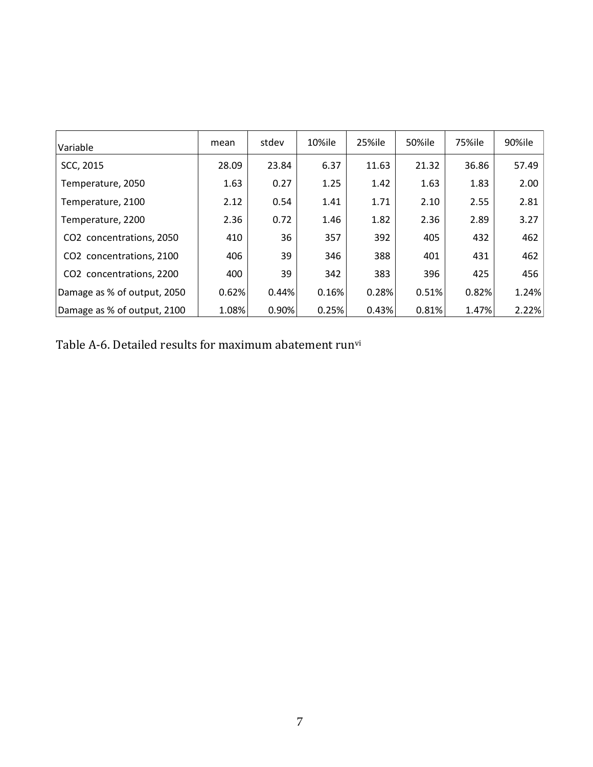| Variable | mean | stdev | 10%ile | 25%ile | 50%ile | 75%ile | 90%ile |
|---|---|---|---|---|---|---|---|
| SCC, 2015 | 28.09 | 23.84 | 6.37 | 11.63 | 21.32 | 36.86 | 57.49 |
| Temperature, 2050 | 1.63 | 0.27 | 1.25 | 1.42 | 1.63 | 1.83 | 2.00 |
| Temperature, 2100 | 2.12 | 0.54 | 1.41 | 1.71 | 2.10 | 2.55 | 2.81 |
| Temperature, 2200 | 2.36 | 0.72 | 1.46 | 1.82 | 2.36 | 2.89 | 3.27 |
| $CO_2$ concentrations, 2050 | 410 | 36 | 357 | 392 | 405 | 432 | 462 |
| $CO_2$ concentrations, 2100 | 406 | 39 | 346 | 388 | 401 | 431 | 462 |
| $CO_2$ concentrations, 2200 | 400 | 39 | 342 | 383 | 396 | 425 | 456 |
| Damage as % of output, 2050 | 0.62% | 0.44% | 0.16% | 0.28% | 0.51% | 0.82% | 1.24% |
| Damage as % of output, 2100 | 1.08% | 0.90% | 0.25% | 0.43% | 0.81% | 1.47% | 2.22% |

Table A-6. Detailed results for maximum abatement run[vi]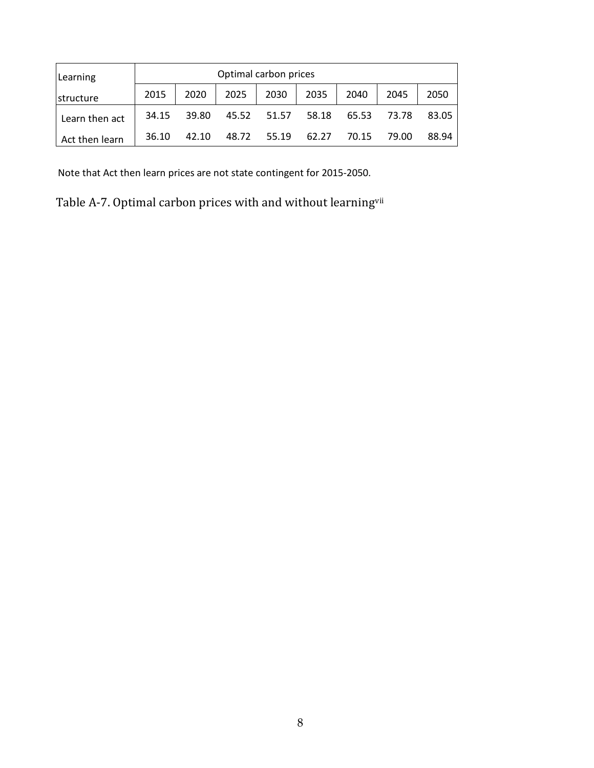| Learning structure | Optimal carbon prices | | | | | | | |
|---|---|---|---|---|---|---|---|---|
| | 2015 | 2020 | 2025 | 2030 | 2035 | 2040 | 2045 | 2050 |
| Learn then act | 34.15 | 39.80 | 45.52 | 51.57 | 58.18 | 65.53 | 73.78 | 83.05 |
| Act then learn | 36.10 | 42.10 | 48.72 | 55.19 | 62.27 | 70.15 | 79.00 | 88.94 |

Note that Act then learn prices are not state contingent for 2015-2050.

Table A-7. Optimal carbon prices with and without learning[vii]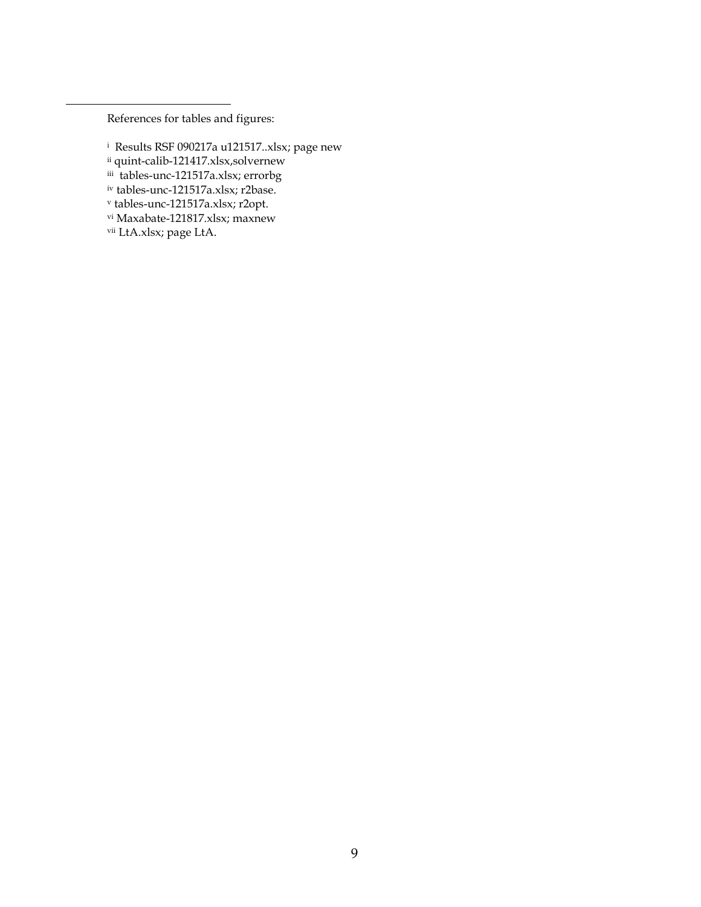References for tables and figures:

[i] Results RSF 090217a u121517..xlsx; page new
[ii] quint-calib-121417.xlsx,solvernew
[iii] tables-unc-121517a.xlsx; errorbg
[iv] tables-unc-121517a.xlsx; r2base.
[v] tables-unc-121517a.xlsx; r2opt.
[vi] Maxabate-121817.xlsx; maxnew
[vii] LtA.xlsx; page LtA.